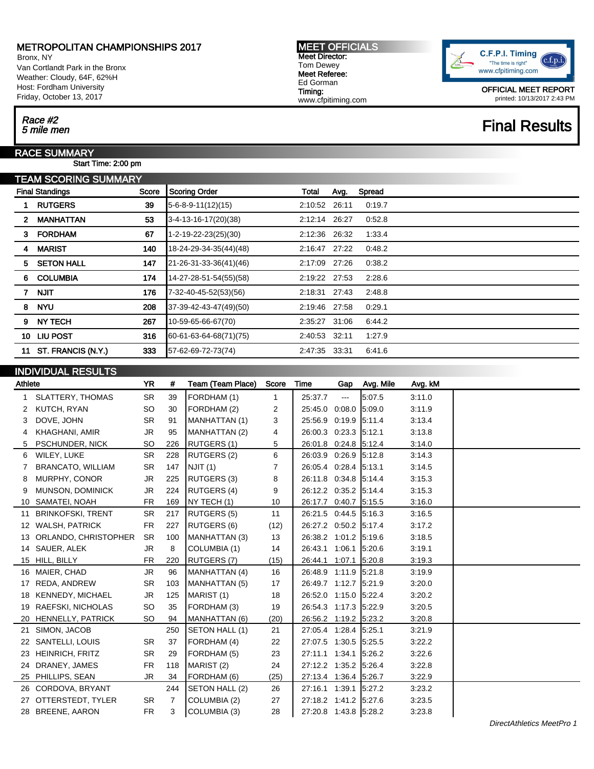# METROPOLITAN CHAMPIONSHIPS 2017

Bronx, NY
Van Cortlandt Park in the Bronx
Weather: Cloudy, 64F, 62%H
Host: Fordham University
Friday, October 13, 2017

**MEET OFFICIALS**
**Meet Director:**
Tom Dewey
**Meet Referee:**
Ed Gorman
**Timing:**
www.cfpitiming.com

C.F.P.I. Timing
"The time is right"
www.cfpitiming.com

**OFFICIAL MEET REPORT**
printed: 10/13/2017 2:43 PM

*Race #2*
*5 mile men*

## Final Results

## RACE SUMMARY

**Start Time: 2:00 pm**

## TEAM SCORING SUMMARY

| | Final Standings | Score | Scoring Order | Total | Avg. | Spread |
|---|---|---|---|---|---|---|
| 1 | RUTGERS | 39 | 5-6-8-9-11(12)(15) | 2:10:52 | 26:11 | 0:19.7 |
| 2 | MANHATTAN | 53 | 3-4-13-16-17(20)(38) | 2:12:14 | 26:27 | 0:52.8 |
| 3 | FORDHAM | 67 | 1-2-19-22-23(25)(30) | 2:12:36 | 26:32 | 1:33.4 |
| 4 | MARIST | 140 | 18-24-29-34-35(44)(48) | 2:16:47 | 27:22 | 0:48.2 |
| 5 | SETON HALL | 147 | 21-26-31-33-36(41)(46) | 2:17:09 | 27:26 | 0:38.2 |
| 6 | COLUMBIA | 174 | 14-27-28-51-54(55)(58) | 2:19:22 | 27:53 | 2:28.6 |
| 7 | NJIT | 176 | 7-32-40-45-52(53)(56) | 2:18:31 | 27:43 | 2:48.8 |
| 8 | NYU | 208 | 37-39-42-43-47(49)(50) | 2:19:46 | 27:58 | 0:29.1 |
| 9 | NY TECH | 267 | 10-59-65-66-67(70) | 2:35:27 | 31:06 | 6:44.2 |
| 10 | LIU POST | 316 | 60-61-63-64-68(71)(75) | 2:40:53 | 32:11 | 1:27.9 |
| 11 | ST. FRANCIS (N.Y.) | 333 | 57-62-69-72-73(74) | 2:47:35 | 33:31 | 6:41.6 |

## INDIVIDUAL RESULTS

| | Athlete | YR | # | Team (Team Place) | Score | Time | Gap | Avg. Mile | Avg. kM |
|---|---|---|---|---|---|---|---|---|---|
| 1 | SLATTERY, THOMAS | SR | 39 | FORDHAM (1) | 1 | 25:37.7 | --- | 5:07.5 | 3:11.0 |
| 2 | KUTCH, RYAN | SO | 30 | FORDHAM (2) | 2 | 25:45.0 | 0:08.0 | 5:09.0 | 3:11.9 |
| 3 | DOVE, JOHN | SR | 91 | MANHATTAN (1) | 3 | 25:56.9 | 0:19.9 | 5:11.4 | 3:13.4 |
| 4 | KHAGHANI, AMIR | JR | 95 | MANHATTAN (2) | 4 | 26:00.3 | 0:23.3 | 5:12.1 | 3:13.8 |
| 5 | PSCHUNDER, NICK | SO | 226 | RUTGERS (1) | 5 | 26:01.8 | 0:24.8 | 5:12.4 | 3:14.0 |
| 6 | WILEY, LUKE | SR | 228 | RUTGERS (2) | 6 | 26:03.9 | 0:26.9 | 5:12.8 | 3:14.3 |
| 7 | BRANCATO, WILLIAM | SR | 147 | NJIT (1) | 7 | 26:05.4 | 0:28.4 | 5:13.1 | 3:14.5 |
| 8 | MURPHY, CONOR | JR | 225 | RUTGERS (3) | 8 | 26:11.8 | 0:34.8 | 5:14.4 | 3:15.3 |
| 9 | MUNSON, DOMINICK | JR | 224 | RUTGERS (4) | 9 | 26:12.2 | 0:35.2 | 5:14.4 | 3:15.3 |
| 10 | SAMATEI, NOAH | FR | 169 | NY TECH (1) | 10 | 26:17.7 | 0:40.7 | 5:15.5 | 3:16.0 |
| 11 | BRINKOFSKI, TRENT | SR | 217 | RUTGERS (5) | 11 | 26:21.5 | 0:44.5 | 5:16.3 | 3:16.5 |
| 12 | WALSH, PATRICK | FR | 227 | RUTGERS (6) | (12) | 26:27.2 | 0:50.2 | 5:17.4 | 3:17.2 |
| 13 | ORLANDO, CHRISTOPHER | SR | 100 | MANHATTAN (3) | 13 | 26:38.2 | 1:01.2 | 5:19.6 | 3:18.5 |
| 14 | SAUER, ALEK | JR | 8 | COLUMBIA (1) | 14 | 26:43.1 | 1:06.1 | 5:20.6 | 3:19.1 |
| 15 | HILL, BILLY | FR | 220 | RUTGERS (7) | (15) | 26:44.1 | 1:07.1 | 5:20.8 | 3:19.3 |
| 16 | MAIER, CHAD | JR | 96 | MANHATTAN (4) | 16 | 26:48.9 | 1:11.9 | 5:21.8 | 3:19.9 |
| 17 | REDA, ANDREW | SR | 103 | MANHATTAN (5) | 17 | 26:49.7 | 1:12.7 | 5:21.9 | 3:20.0 |
| 18 | KENNEDY, MICHAEL | JR | 125 | MARIST (1) | 18 | 26:52.0 | 1:15.0 | 5:22.4 | 3:20.2 |
| 19 | RAEFSKI, NICHOLAS | SO | 35 | FORDHAM (3) | 19 | 26:54.3 | 1:17.3 | 5:22.9 | 3:20.5 |
| 20 | HENNELLY, PATRICK | SO | 94 | MANHATTAN (6) | (20) | 26:56.2 | 1:19.2 | 5:23.2 | 3:20.8 |
| 21 | SIMON, JACOB | | 250 | SETON HALL (1) | 21 | 27:05.4 | 1:28.4 | 5:25.1 | 3:21.9 |
| 22 | SANTELLI, LOUIS | SR | 37 | FORDHAM (4) | 22 | 27:07.5 | 1:30.5 | 5:25.5 | 3:22.2 |
| 23 | HEINRICH, FRITZ | SR | 29 | FORDHAM (5) | 23 | 27:11.1 | 1:34.1 | 5:26.2 | 3:22.6 |
| 24 | DRANEY, JAMES | FR | 118 | MARIST (2) | 24 | 27:12.2 | 1:35.2 | 5:26.4 | 3:22.8 |
| 25 | PHILLIPS, SEAN | JR | 34 | FORDHAM (6) | (25) | 27:13.4 | 1:36.4 | 5:26.7 | 3:22.9 |
| 26 | CORDOVA, BRYANT | | 244 | SETON HALL (2) | 26 | 27:16.1 | 1:39.1 | 5:27.2 | 3:23.2 |
| 27 | OTTERSTEDT, TYLER | SR | 7 | COLUMBIA (2) | 27 | 27:18.2 | 1:41.2 | 5:27.6 | 3:23.5 |
| 28 | BREENE, AARON | FR | 3 | COLUMBIA (3) | 28 | 27:20.8 | 1:43.8 | 5:28.2 | 3:23.8 |

*DirectAthletics MeetPro 1*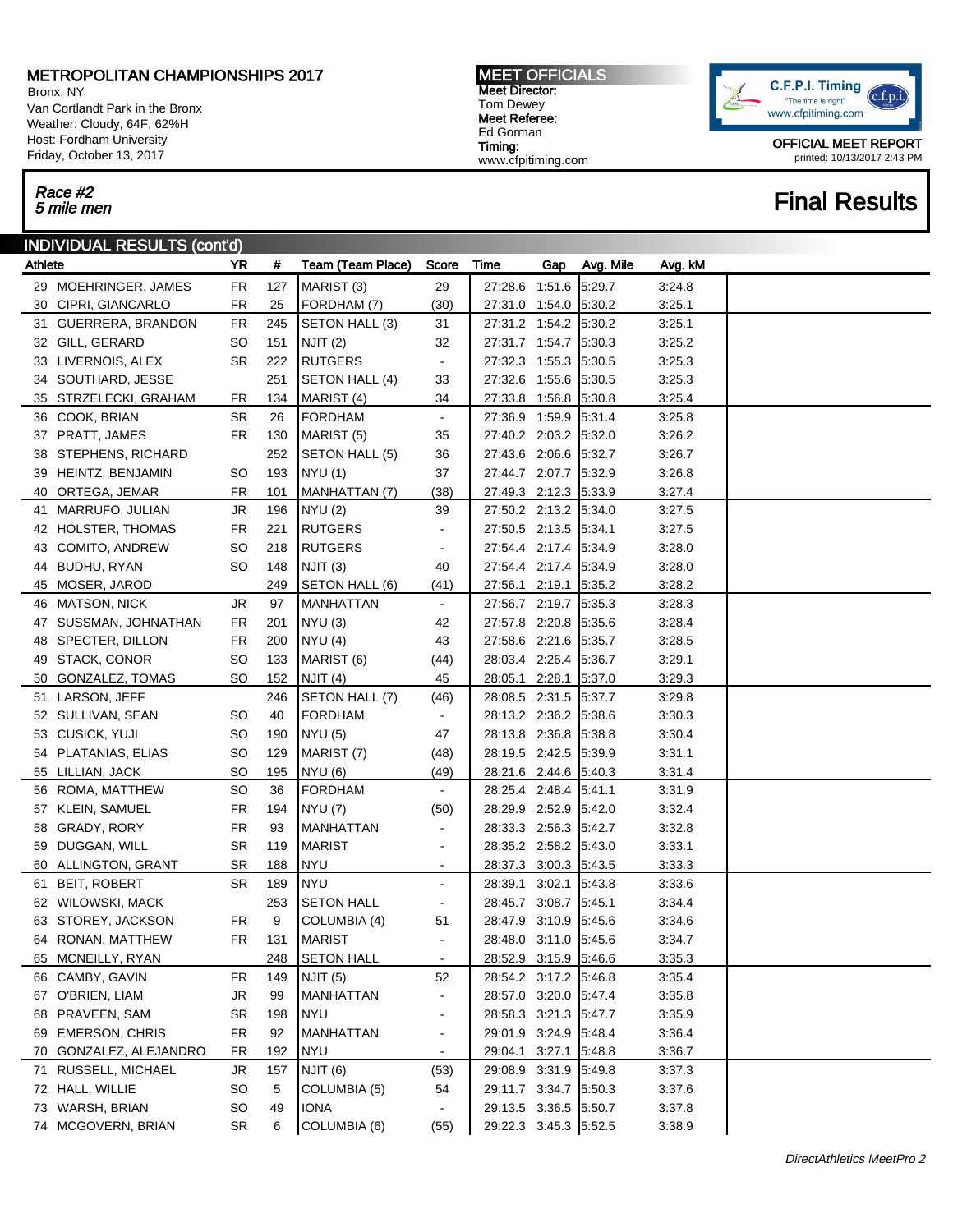# METROPOLITAN CHAMPIONSHIPS 2017

Bronx, NY
Van Cortlandt Park in the Bronx
Weather: Cloudy, 64F, 62%H
Host: Fordham University
Friday, October 13, 2017

**MEET OFFICIALS**
**Meet Director:**
Tom Dewey
**Meet Referee:**
Ed Gorman
**Timing:**
www.cfpitiming.com

C.F.P.I. Timing
"The time is right"
www.cfpitiming.com

**OFFICIAL MEET REPORT**
printed: 10/13/2017 2:43 PM

*Race #2*
*5 mile men*

## Final Results

### INDIVIDUAL RESULTS (cont'd)

| | Athlete | YR | # | Team (Team Place) | Score | Time | Gap | Avg. Mile | Avg. kM |
|---|---|---|---|---|---|---|---|---|---|
| 29 | MOEHRINGER, JAMES | FR | 127 | MARIST (3) | 29 | 27:28.6 | 1:51.6 | 5:29.7 | 3:24.8 |
| 30 | CIPRI, GIANCARLO | FR | 25 | FORDHAM (7) | (30) | 27:31.0 | 1:54.0 | 5:30.2 | 3:25.1 |
| 31 | GUERRERA, BRANDON | FR | 245 | SETON HALL (3) | 31 | 27:31.2 | 1:54.2 | 5:30.2 | 3:25.1 |
| 32 | GILL, GERARD | SO | 151 | NJIT (2) | 32 | 27:31.7 | 1:54.7 | 5:30.3 | 3:25.2 |
| 33 | LIVERNOIS, ALEX | SR | 222 | RUTGERS | - | 27:32.3 | 1:55.3 | 5:30.5 | 3:25.3 |
| 34 | SOUTHARD, JESSE | | 251 | SETON HALL (4) | 33 | 27:32.6 | 1:55.6 | 5:30.5 | 3:25.3 |
| 35 | STRZELECKI, GRAHAM | FR | 134 | MARIST (4) | 34 | 27:33.8 | 1:56.8 | 5:30.8 | 3:25.4 |
| 36 | COOK, BRIAN | SR | 26 | FORDHAM | - | 27:36.9 | 1:59.9 | 5:31.4 | 3:25.8 |
| 37 | PRATT, JAMES | FR | 130 | MARIST (5) | 35 | 27:40.2 | 2:03.2 | 5:32.0 | 3:26.2 |
| 38 | STEPHENS, RICHARD | | 252 | SETON HALL (5) | 36 | 27:43.6 | 2:06.6 | 5:32.7 | 3:26.7 |
| 39 | HEINTZ, BENJAMIN | SO | 193 | NYU (1) | 37 | 27:44.7 | 2:07.7 | 5:32.9 | 3:26.8 |
| 40 | ORTEGA, JEMAR | FR | 101 | MANHATTAN (7) | (38) | 27:49.3 | 2:12.3 | 5:33.9 | 3:27.4 |
| 41 | MARRUFO, JULIAN | JR | 196 | NYU (2) | 39 | 27:50.2 | 2:13.2 | 5:34.0 | 3:27.5 |
| 42 | HOLSTER, THOMAS | FR | 221 | RUTGERS | - | 27:50.5 | 2:13.5 | 5:34.1 | 3:27.5 |
| 43 | COMITO, ANDREW | SO | 218 | RUTGERS | - | 27:54.4 | 2:17.4 | 5:34.9 | 3:28.0 |
| 44 | BUDHU, RYAN | SO | 148 | NJIT (3) | 40 | 27:54.4 | 2:17.4 | 5:34.9 | 3:28.0 |
| 45 | MOSER, JAROD | | 249 | SETON HALL (6) | (41) | 27:56.1 | 2:19.1 | 5:35.2 | 3:28.2 |
| 46 | MATSON, NICK | JR | 97 | MANHATTAN | - | 27:56.7 | 2:19.7 | 5:35.3 | 3:28.3 |
| 47 | SUSSMAN, JOHNATHAN | FR | 201 | NYU (3) | 42 | 27:57.8 | 2:20.8 | 5:35.6 | 3:28.4 |
| 48 | SPECTER, DILLON | FR | 200 | NYU (4) | 43 | 27:58.6 | 2:21.6 | 5:35.7 | 3:28.5 |
| 49 | STACK, CONOR | SO | 133 | MARIST (6) | (44) | 28:03.4 | 2:26.4 | 5:36.7 | 3:29.1 |
| 50 | GONZALEZ, TOMAS | SO | 152 | NJIT (4) | 45 | 28:05.1 | 2:28.1 | 5:37.0 | 3:29.3 |
| 51 | LARSON, JEFF | | 246 | SETON HALL (7) | (46) | 28:08.5 | 2:31.5 | 5:37.7 | 3:29.8 |
| 52 | SULLIVAN, SEAN | SO | 40 | FORDHAM | - | 28:13.2 | 2:36.2 | 5:38.6 | 3:30.3 |
| 53 | CUSICK, YUJI | SO | 190 | NYU (5) | 47 | 28:13.8 | 2:36.8 | 5:38.8 | 3:30.4 |
| 54 | PLATANIAS, ELIAS | SO | 129 | MARIST (7) | (48) | 28:19.5 | 2:42.5 | 5:39.9 | 3:31.1 |
| 55 | LILLIAN, JACK | SO | 195 | NYU (6) | (49) | 28:21.6 | 2:44.6 | 5:40.3 | 3:31.4 |
| 56 | ROMA, MATTHEW | SO | 36 | FORDHAM | - | 28:25.4 | 2:48.4 | 5:41.1 | 3:31.9 |
| 57 | KLEIN, SAMUEL | FR | 194 | NYU (7) | (50) | 28:29.9 | 2:52.9 | 5:42.0 | 3:32.4 |
| 58 | GRADY, RORY | FR | 93 | MANHATTAN | - | 28:33.3 | 2:56.3 | 5:42.7 | 3:32.8 |
| 59 | DUGGAN, WILL | SR | 119 | MARIST | - | 28:35.2 | 2:58.2 | 5:43.0 | 3:33.1 |
| 60 | ALLINGTON, GRANT | SR | 188 | NYU | - | 28:37.3 | 3:00.3 | 5:43.5 | 3:33.3 |
| 61 | BEIT, ROBERT | SR | 189 | NYU | - | 28:39.1 | 3:02.1 | 5:43.8 | 3:33.6 |
| 62 | WILOWSKI, MACK | | 253 | SETON HALL | - | 28:45.7 | 3:08.7 | 5:45.1 | 3:34.4 |
| 63 | STOREY, JACKSON | FR | 9 | COLUMBIA (4) | 51 | 28:47.9 | 3:10.9 | 5:45.6 | 3:34.6 |
| 64 | RONAN, MATTHEW | FR | 131 | MARIST | - | 28:48.0 | 3:11.0 | 5:45.6 | 3:34.7 |
| 65 | MCNEILLY, RYAN | | 248 | SETON HALL | - | 28:52.9 | 3:15.9 | 5:46.6 | 3:35.3 |
| 66 | CAMBY, GAVIN | FR | 149 | NJIT (5) | 52 | 28:54.2 | 3:17.2 | 5:46.8 | 3:35.4 |
| 67 | O'BRIEN, LIAM | JR | 99 | MANHATTAN | - | 28:57.0 | 3:20.0 | 5:47.4 | 3:35.8 |
| 68 | PRAVEEN, SAM | SR | 198 | NYU | - | 28:58.3 | 3:21.3 | 5:47.7 | 3:35.9 |
| 69 | EMERSON, CHRIS | FR | 92 | MANHATTAN | - | 29:01.9 | 3:24.9 | 5:48.4 | 3:36.4 |
| 70 | GONZALEZ, ALEJANDRO | FR | 192 | NYU | - | 29:04.1 | 3:27.1 | 5:48.8 | 3:36.7 |
| 71 | RUSSELL, MICHAEL | JR | 157 | NJIT (6) | (53) | 29:08.9 | 3:31.9 | 5:49.8 | 3:37.3 |
| 72 | HALL, WILLIE | SO | 5 | COLUMBIA (5) | 54 | 29:11.7 | 3:34.7 | 5:50.3 | 3:37.6 |
| 73 | WARSH, BRIAN | SO | 49 | IONA | - | 29:13.5 | 3:36.5 | 5:50.7 | 3:37.8 |
| 74 | MCGOVERN, BRIAN | SR | 6 | COLUMBIA (6) | (55) | 29:22.3 | 3:45.3 | 5:52.5 | 3:38.9 |

*DirectAthletics MeetPro 2*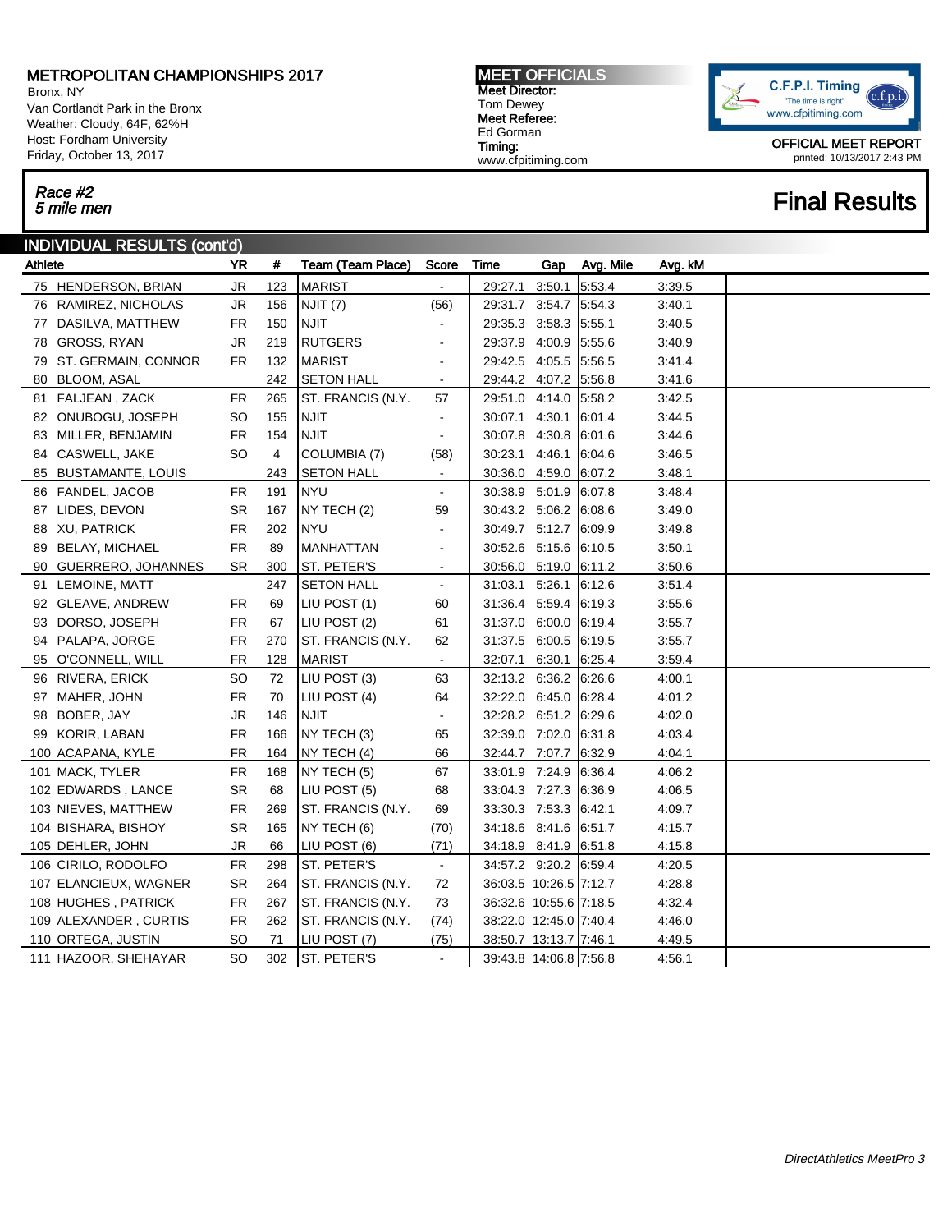# METROPOLITAN CHAMPIONSHIPS 2017

Bronx, NY
Van Cortlandt Park in the Bronx
Weather: Cloudy, 64F, 62%H
Host: Fordham University
Friday, October 13, 2017

**MEET OFFICIALS**
**Meet Director:**
Tom Dewey
**Meet Referee:**
Ed Gorman
**Timing:**
www.cfpitiming.com

C.F.P.I. Timing
"The time is right"
www.cfpitiming.com

OFFICIAL MEET REPORT
printed: 10/13/2017 2:43 PM

*Race #2*
*5 mile men*

## Final Results

### INDIVIDUAL RESULTS (cont'd)

| Athlete | YR | # | Team (Team Place) | Score | Time | Gap | Avg. Mile | Avg. kM |
|---|---|---|---|---|---|---|---|---|
| 75 HENDERSON, BRIAN | JR | 123 | MARIST | - | 29:27.1 | 3:50.1 | 5:53.4 | 3:39.5 |
| 76 RAMIREZ, NICHOLAS | JR | 156 | NJIT (7) | (56) | 29:31.7 | 3:54.7 | 5:54.3 | 3:40.1 |
| 77 DASILVA, MATTHEW | FR | 150 | NJIT | - | 29:35.3 | 3:58.3 | 5:55.1 | 3:40.5 |
| 78 GROSS, RYAN | JR | 219 | RUTGERS | - | 29:37.9 | 4:00.9 | 5:55.6 | 3:40.9 |
| 79 ST. GERMAIN, CONNOR | FR | 132 | MARIST | - | 29:42.5 | 4:05.5 | 5:56.5 | 3:41.4 |
| 80 BLOOM, ASAL | | 242 | SETON HALL | - | 29:44.2 | 4:07.2 | 5:56.8 | 3:41.6 |
| 81 FALJEAN , ZACK | FR | 265 | ST. FRANCIS (N.Y. | 57 | 29:51.0 | 4:14.0 | 5:58.2 | 3:42.5 |
| 82 ONUBOGU, JOSEPH | SO | 155 | NJIT | - | 30:07.1 | 4:30.1 | 6:01.4 | 3:44.5 |
| 83 MILLER, BENJAMIN | FR | 154 | NJIT | - | 30:07.8 | 4:30.8 | 6:01.6 | 3:44.6 |
| 84 CASWELL, JAKE | SO | 4 | COLUMBIA (7) | (58) | 30:23.1 | 4:46.1 | 6:04.6 | 3:46.5 |
| 85 BUSTAMANTE, LOUIS | | 243 | SETON HALL | - | 30:36.0 | 4:59.0 | 6:07.2 | 3:48.1 |
| 86 FANDEL, JACOB | FR | 191 | NYU | - | 30:38.9 | 5:01.9 | 6:07.8 | 3:48.4 |
| 87 LIDES, DEVON | SR | 167 | NY TECH (2) | 59 | 30:43.2 | 5:06.2 | 6:08.6 | 3:49.0 |
| 88 XU, PATRICK | FR | 202 | NYU | - | 30:49.7 | 5:12.7 | 6:09.9 | 3:49.8 |
| 89 BELAY, MICHAEL | FR | 89 | MANHATTAN | - | 30:52.6 | 5:15.6 | 6:10.5 | 3:50.1 |
| 90 GUERRERO, JOHANNES | SR | 300 | ST. PETER'S | - | 30:56.0 | 5:19.0 | 6:11.2 | 3:50.6 |
| 91 LEMOINE, MATT | | 247 | SETON HALL | - | 31:03.1 | 5:26.1 | 6:12.6 | 3:51.4 |
| 92 GLEAVE, ANDREW | FR | 69 | LIU POST (1) | 60 | 31:36.4 | 5:59.4 | 6:19.3 | 3:55.6 |
| 93 DORSO, JOSEPH | FR | 67 | LIU POST (2) | 61 | 31:37.0 | 6:00.0 | 6:19.4 | 3:55.7 |
| 94 PALAPA, JORGE | FR | 270 | ST. FRANCIS (N.Y. | 62 | 31:37.5 | 6:00.5 | 6:19.5 | 3:55.7 |
| 95 O'CONNELL, WILL | FR | 128 | MARIST | - | 32:07.1 | 6:30.1 | 6:25.4 | 3:59.4 |
| 96 RIVERA, ERICK | SO | 72 | LIU POST (3) | 63 | 32:13.2 | 6:36.2 | 6:26.6 | 4:00.1 |
| 97 MAHER, JOHN | FR | 70 | LIU POST (4) | 64 | 32:22.0 | 6:45.0 | 6:28.4 | 4:01.2 |
| 98 BOBER, JAY | JR | 146 | NJIT | - | 32:28.2 | 6:51.2 | 6:29.6 | 4:02.0 |
| 99 KORIR, LABAN | FR | 166 | NY TECH (3) | 65 | 32:39.0 | 7:02.0 | 6:31.8 | 4:03.4 |
| 100 ACAPANA, KYLE | FR | 164 | NY TECH (4) | 66 | 32:44.7 | 7:07.7 | 6:32.9 | 4:04.1 |
| 101 MACK, TYLER | FR | 168 | NY TECH (5) | 67 | 33:01.9 | 7:24.9 | 6:36.4 | 4:06.2 |
| 102 EDWARDS , LANCE | SR | 68 | LIU POST (5) | 68 | 33:04.3 | 7:27.3 | 6:36.9 | 4:06.5 |
| 103 NIEVES, MATTHEW | FR | 269 | ST. FRANCIS (N.Y. | 69 | 33:30.3 | 7:53.3 | 6:42.1 | 4:09.7 |
| 104 BISHARA, BISHOY | SR | 165 | NY TECH (6) | (70) | 34:18.6 | 8:41.6 | 6:51.7 | 4:15.7 |
| 105 DEHLER, JOHN | JR | 66 | LIU POST (6) | (71) | 34:18.9 | 8:41.9 | 6:51.8 | 4:15.8 |
| 106 CIRILO, RODOLFO | FR | 298 | ST. PETER'S | - | 34:57.2 | 9:20.2 | 6:59.4 | 4:20.5 |
| 107 ELANCIEUX, WAGNER | SR | 264 | ST. FRANCIS (N.Y. | 72 | 36:03.5 | 10:26.5 | 7:12.7 | 4:28.8 |
| 108 HUGHES , PATRICK | FR | 267 | ST. FRANCIS (N.Y. | 73 | 36:32.6 | 10:55.6 | 7:18.5 | 4:32.4 |
| 109 ALEXANDER , CURTIS | FR | 262 | ST. FRANCIS (N.Y. | (74) | 38:22.0 | 12:45.0 | 7:40.4 | 4:46.0 |
| 110 ORTEGA, JUSTIN | SO | 71 | LIU POST (7) | (75) | 38:50.7 | 13:13.7 | 7:46.1 | 4:49.5 |
| 111 HAZOOR, SHEHAYAR | SO | 302 | ST. PETER'S | - | 39:43.8 | 14:06.8 | 7:56.8 | 4:56.1 |

*DirectAthletics MeetPro 3*